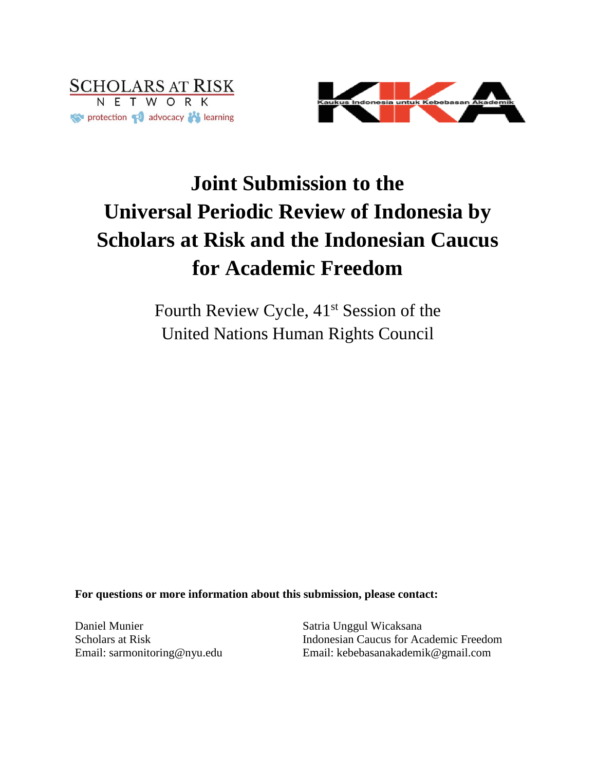SCHOLARS AT RISK
NETWORK
protection advocacy learning

Kaukus Indonesia untuk Kebebasan Akademik

# Joint Submission to the Universal Periodic Review of Indonesia by Scholars at Risk and the Indonesian Caucus for Academic Freedom

Fourth Review Cycle, 41st Session of the United Nations Human Rights Council

**For questions or more information about this submission, please contact:**

Daniel Munier
Scholars at Risk
Email: sarmonitoring@nyu.edu

Satria Unggul Wicaksana
Indonesian Caucus for Academic Freedom
Email: kebebasanakademik@gmail.com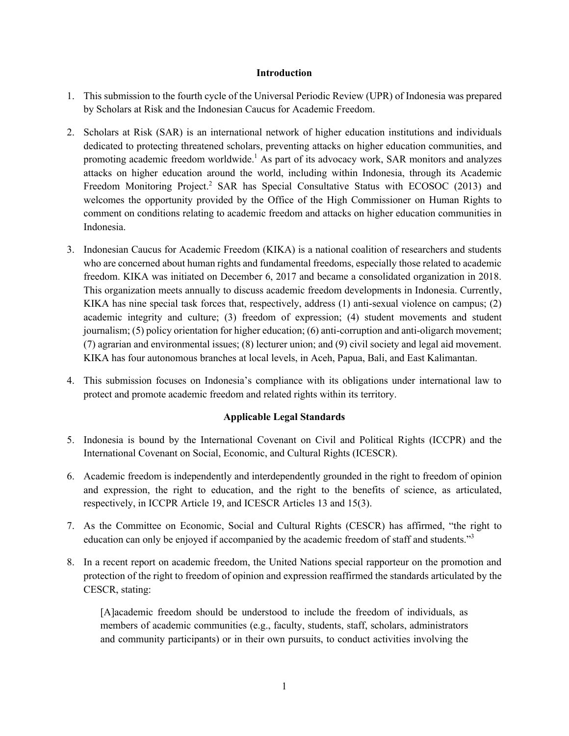## Introduction

1. This submission to the fourth cycle of the Universal Periodic Review (UPR) of Indonesia was prepared by Scholars at Risk and the Indonesian Caucus for Academic Freedom.

2. Scholars at Risk (SAR) is an international network of higher education institutions and individuals dedicated to protecting threatened scholars, preventing attacks on higher education communities, and promoting academic freedom worldwide.[1] As part of its advocacy work, SAR monitors and analyzes attacks on higher education around the world, including within Indonesia, through its Academic Freedom Monitoring Project.[2] SAR has Special Consultative Status with ECOSOC (2013) and welcomes the opportunity provided by the Office of the High Commissioner on Human Rights to comment on conditions relating to academic freedom and attacks on higher education communities in Indonesia.

3. Indonesian Caucus for Academic Freedom (KIKA) is a national coalition of researchers and students who are concerned about human rights and fundamental freedoms, especially those related to academic freedom. KIKA was initiated on December 6, 2017 and became a consolidated organization in 2018. This organization meets annually to discuss academic freedom developments in Indonesia. Currently, KIKA has nine special task forces that, respectively, address (1) anti-sexual violence on campus; (2) academic integrity and culture; (3) freedom of expression; (4) student movements and student journalism; (5) policy orientation for higher education; (6) anti-corruption and anti-oligarch movement; (7) agrarian and environmental issues; (8) lecturer union; and (9) civil society and legal aid movement. KIKA has four autonomous branches at local levels, in Aceh, Papua, Bali, and East Kalimantan.

4. This submission focuses on Indonesia's compliance with its obligations under international law to protect and promote academic freedom and related rights within its territory.

## Applicable Legal Standards

5. Indonesia is bound by the International Covenant on Civil and Political Rights (ICCPR) and the International Covenant on Social, Economic, and Cultural Rights (ICESCR).

6. Academic freedom is independently and interdependently grounded in the right to freedom of opinion and expression, the right to education, and the right to the benefits of science, as articulated, respectively, in ICCPR Article 19, and ICESCR Articles 13 and 15(3).

7. As the Committee on Economic, Social and Cultural Rights (CESCR) has affirmed, "the right to education can only be enjoyed if accompanied by the academic freedom of staff and students."[3]

8. In a recent report on academic freedom, the United Nations special rapporteur on the promotion and protection of the right to freedom of opinion and expression reaffirmed the standards articulated by the CESCR, stating:

   > [A]cademic freedom should be understood to include the freedom of individuals, as members of academic communities (e.g., faculty, students, staff, scholars, administrators and community participants) or in their own pursuits, to conduct activities involving the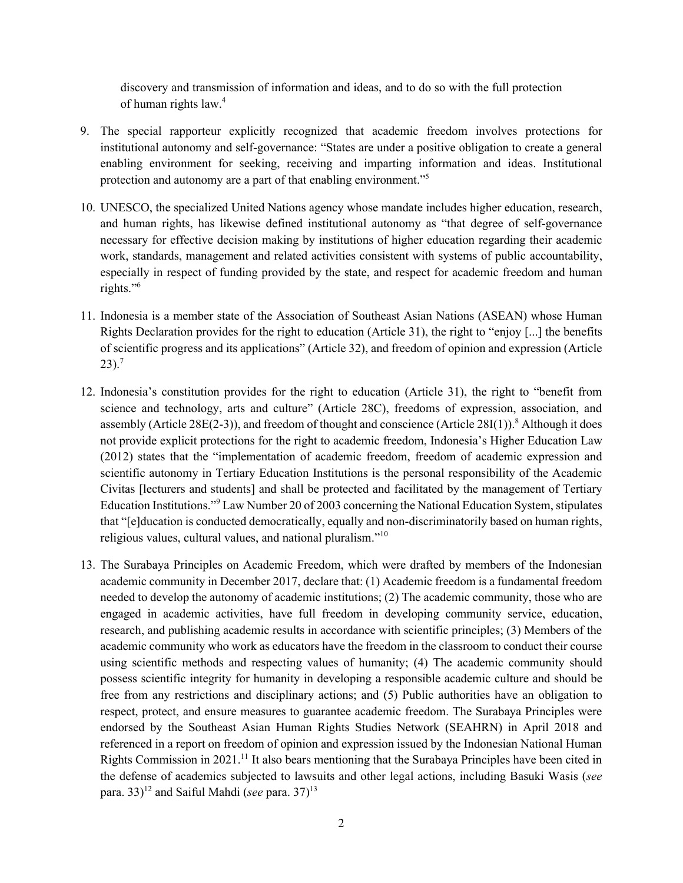discovery and transmission of information and ideas, and to do so with the full protection of human rights law.[4]

9. The special rapporteur explicitly recognized that academic freedom involves protections for institutional autonomy and self-governance: "States are under a positive obligation to create a general enabling environment for seeking, receiving and imparting information and ideas. Institutional protection and autonomy are a part of that enabling environment."[5]

10. UNESCO, the specialized United Nations agency whose mandate includes higher education, research, and human rights, has likewise defined institutional autonomy as "that degree of self-governance necessary for effective decision making by institutions of higher education regarding their academic work, standards, management and related activities consistent with systems of public accountability, especially in respect of funding provided by the state, and respect for academic freedom and human rights."[6]

11. Indonesia is a member state of the Association of Southeast Asian Nations (ASEAN) whose Human Rights Declaration provides for the right to education (Article 31), the right to "enjoy [...] the benefits of scientific progress and its applications" (Article 32), and freedom of opinion and expression (Article 23).[7]

12. Indonesia's constitution provides for the right to education (Article 31), the right to "benefit from science and technology, arts and culture" (Article 28C), freedoms of expression, association, and assembly (Article 28E(2-3)), and freedom of thought and conscience (Article 28I(1)).[8] Although it does not provide explicit protections for the right to academic freedom, Indonesia's Higher Education Law (2012) states that the "implementation of academic freedom, freedom of academic expression and scientific autonomy in Tertiary Education Institutions is the personal responsibility of the Academic Civitas [lecturers and students] and shall be protected and facilitated by the management of Tertiary Education Institutions."[9] Law Number 20 of 2003 concerning the National Education System, stipulates that "[e]ducation is conducted democratically, equally and non-discriminatorily based on human rights, religious values, cultural values, and national pluralism."[10]

13. The Surabaya Principles on Academic Freedom, which were drafted by members of the Indonesian academic community in December 2017, declare that: (1) Academic freedom is a fundamental freedom needed to develop the autonomy of academic institutions; (2) The academic community, those who are engaged in academic activities, have full freedom in developing community service, education, research, and publishing academic results in accordance with scientific principles; (3) Members of the academic community who work as educators have the freedom in the classroom to conduct their course using scientific methods and respecting values of humanity; (4) The academic community should possess scientific integrity for humanity in developing a responsible academic culture and should be free from any restrictions and disciplinary actions; and (5) Public authorities have an obligation to respect, protect, and ensure measures to guarantee academic freedom. The Surabaya Principles were endorsed by the Southeast Asian Human Rights Studies Network (SEAHRN) in April 2018 and referenced in a report on freedom of opinion and expression issued by the Indonesian National Human Rights Commission in 2021.[11] It also bears mentioning that the Surabaya Principles have been cited in the defense of academics subjected to lawsuits and other legal actions, including Basuki Wasis (*see* para. 33)[12] and Saiful Mahdi (*see* para. 37)[13]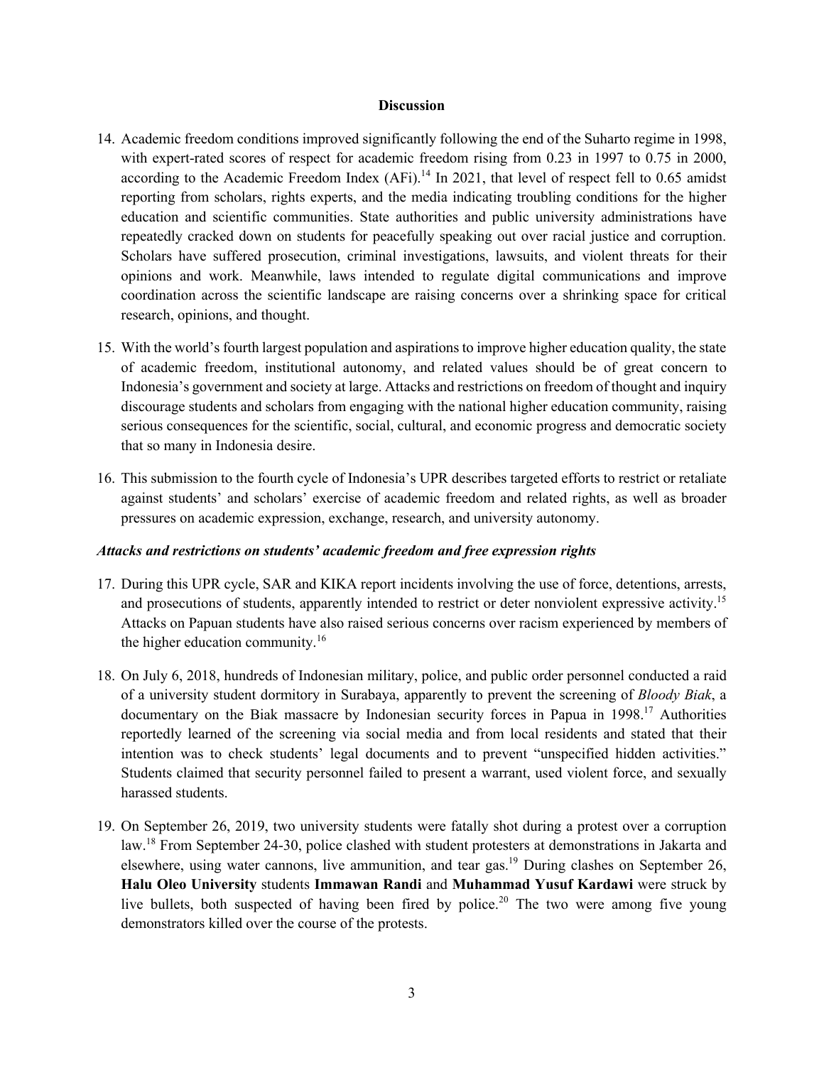**Discussion**

14. Academic freedom conditions improved significantly following the end of the Suharto regime in 1998, with expert-rated scores of respect for academic freedom rising from 0.23 in 1997 to 0.75 in 2000, according to the Academic Freedom Index (AFi).[14] In 2021, that level of respect fell to 0.65 amidst reporting from scholars, rights experts, and the media indicating troubling conditions for the higher education and scientific communities. State authorities and public university administrations have repeatedly cracked down on students for peacefully speaking out over racial justice and corruption. Scholars have suffered prosecution, criminal investigations, lawsuits, and violent threats for their opinions and work. Meanwhile, laws intended to regulate digital communications and improve coordination across the scientific landscape are raising concerns over a shrinking space for critical research, opinions, and thought.

15. With the world's fourth largest population and aspirations to improve higher education quality, the state of academic freedom, institutional autonomy, and related values should be of great concern to Indonesia's government and society at large. Attacks and restrictions on freedom of thought and inquiry discourage students and scholars from engaging with the national higher education community, raising serious consequences for the scientific, social, cultural, and economic progress and democratic society that so many in Indonesia desire.

16. This submission to the fourth cycle of Indonesia's UPR describes targeted efforts to restrict or retaliate against students' and scholars' exercise of academic freedom and related rights, as well as broader pressures on academic expression, exchange, research, and university autonomy.

***Attacks and restrictions on students' academic freedom and free expression rights***

17. During this UPR cycle, SAR and KIKA report incidents involving the use of force, detentions, arrests, and prosecutions of students, apparently intended to restrict or deter nonviolent expressive activity.[15] Attacks on Papuan students have also raised serious concerns over racism experienced by members of the higher education community.[16]

18. On July 6, 2018, hundreds of Indonesian military, police, and public order personnel conducted a raid of a university student dormitory in Surabaya, apparently to prevent the screening of *Bloody Biak*, a documentary on the Biak massacre by Indonesian security forces in Papua in 1998.[17] Authorities reportedly learned of the screening via social media and from local residents and stated that their intention was to check students' legal documents and to prevent "unspecified hidden activities." Students claimed that security personnel failed to present a warrant, used violent force, and sexually harassed students.

19. On September 26, 2019, two university students were fatally shot during a protest over a corruption law.[18] From September 24-30, police clashed with student protesters at demonstrations in Jakarta and elsewhere, using water cannons, live ammunition, and tear gas.[19] During clashes on September 26, **Halu Oleo University** students **Immawan Randi** and **Muhammad Yusuf Kardawi** were struck by live bullets, both suspected of having been fired by police.[20] The two were among five young demonstrators killed over the course of the protests.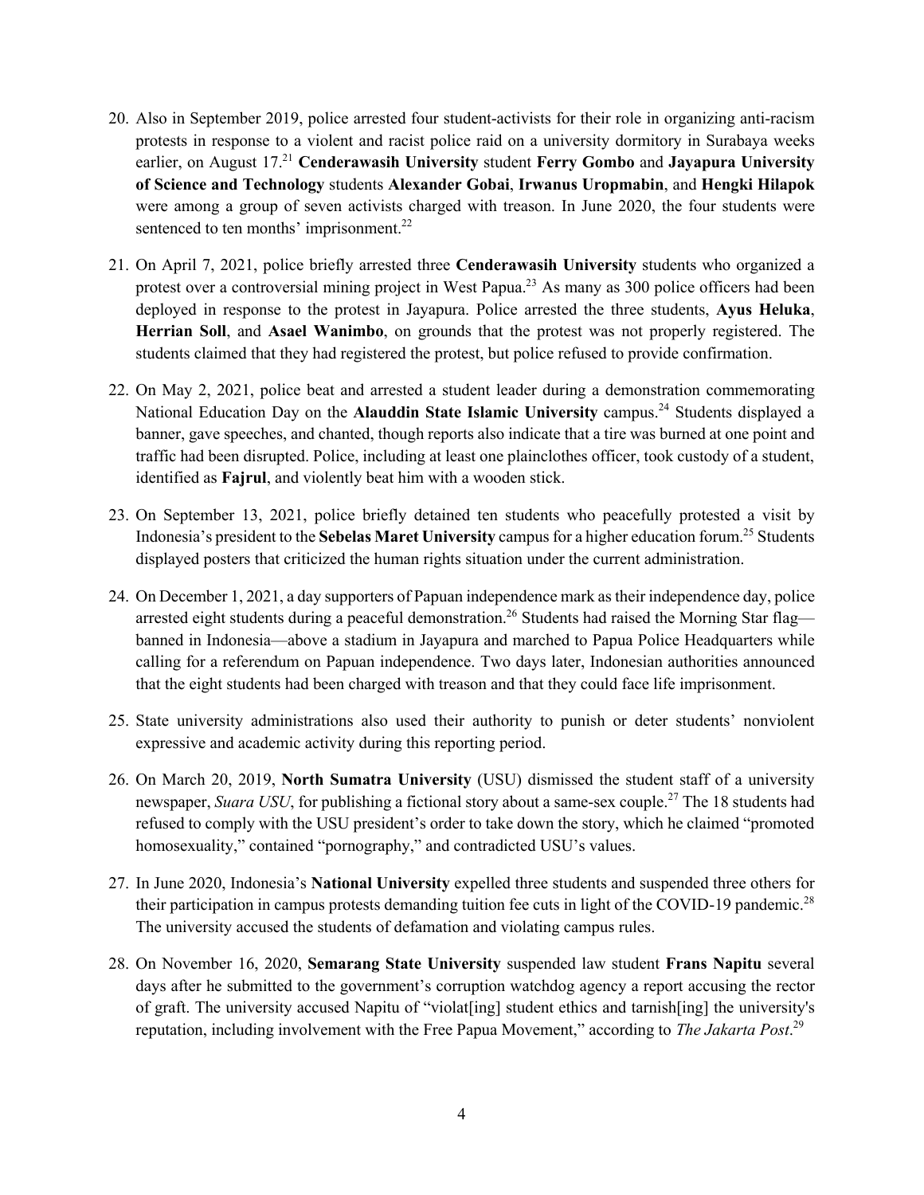20. Also in September 2019, police arrested four student-activists for their role in organizing anti-racism protests in response to a violent and racist police raid on a university dormitory in Surabaya weeks earlier, on August 17.[21] **Cenderawasih University** student **Ferry Gombo** and **Jayapura University of Science and Technology** students **Alexander Gobai**, **Irwanus Uropmabin**, and **Hengki Hilapok** were among a group of seven activists charged with treason. In June 2020, the four students were sentenced to ten months' imprisonment.[22]

21. On April 7, 2021, police briefly arrested three **Cenderawasih University** students who organized a protest over a controversial mining project in West Papua.[23] As many as 300 police officers had been deployed in response to the protest in Jayapura. Police arrested the three students, **Ayus Heluka**, **Herrian Soll**, and **Asael Wanimbo**, on grounds that the protest was not properly registered. The students claimed that they had registered the protest, but police refused to provide confirmation.

22. On May 2, 2021, police beat and arrested a student leader during a demonstration commemorating National Education Day on the **Alauddin State Islamic University** campus.[24] Students displayed a banner, gave speeches, and chanted, though reports also indicate that a tire was burned at one point and traffic had been disrupted. Police, including at least one plainclothes officer, took custody of a student, identified as **Fajrul**, and violently beat him with a wooden stick.

23. On September 13, 2021, police briefly detained ten students who peacefully protested a visit by Indonesia's president to the **Sebelas Maret University** campus for a higher education forum.[25] Students displayed posters that criticized the human rights situation under the current administration.

24. On December 1, 2021, a day supporters of Papuan independence mark as their independence day, police arrested eight students during a peaceful demonstration.[26] Students had raised the Morning Star flag—banned in Indonesia—above a stadium in Jayapura and marched to Papua Police Headquarters while calling for a referendum on Papuan independence. Two days later, Indonesian authorities announced that the eight students had been charged with treason and that they could face life imprisonment.

25. State university administrations also used their authority to punish or deter students' nonviolent expressive and academic activity during this reporting period.

26. On March 20, 2019, **North Sumatra University** (USU) dismissed the student staff of a university newspaper, *Suara USU*, for publishing a fictional story about a same-sex couple.[27] The 18 students had refused to comply with the USU president's order to take down the story, which he claimed "promoted homosexuality," contained "pornography," and contradicted USU's values.

27. In June 2020, Indonesia's **National University** expelled three students and suspended three others for their participation in campus protests demanding tuition fee cuts in light of the COVID-19 pandemic.[28] The university accused the students of defamation and violating campus rules.

28. On November 16, 2020, **Semarang State University** suspended law student **Frans Napitu** several days after he submitted to the government's corruption watchdog agency a report accusing the rector of graft. The university accused Napitu of "violat[ing] student ethics and tarnish[ing] the university's reputation, including involvement with the Free Papua Movement," according to *The Jakarta Post*.[29]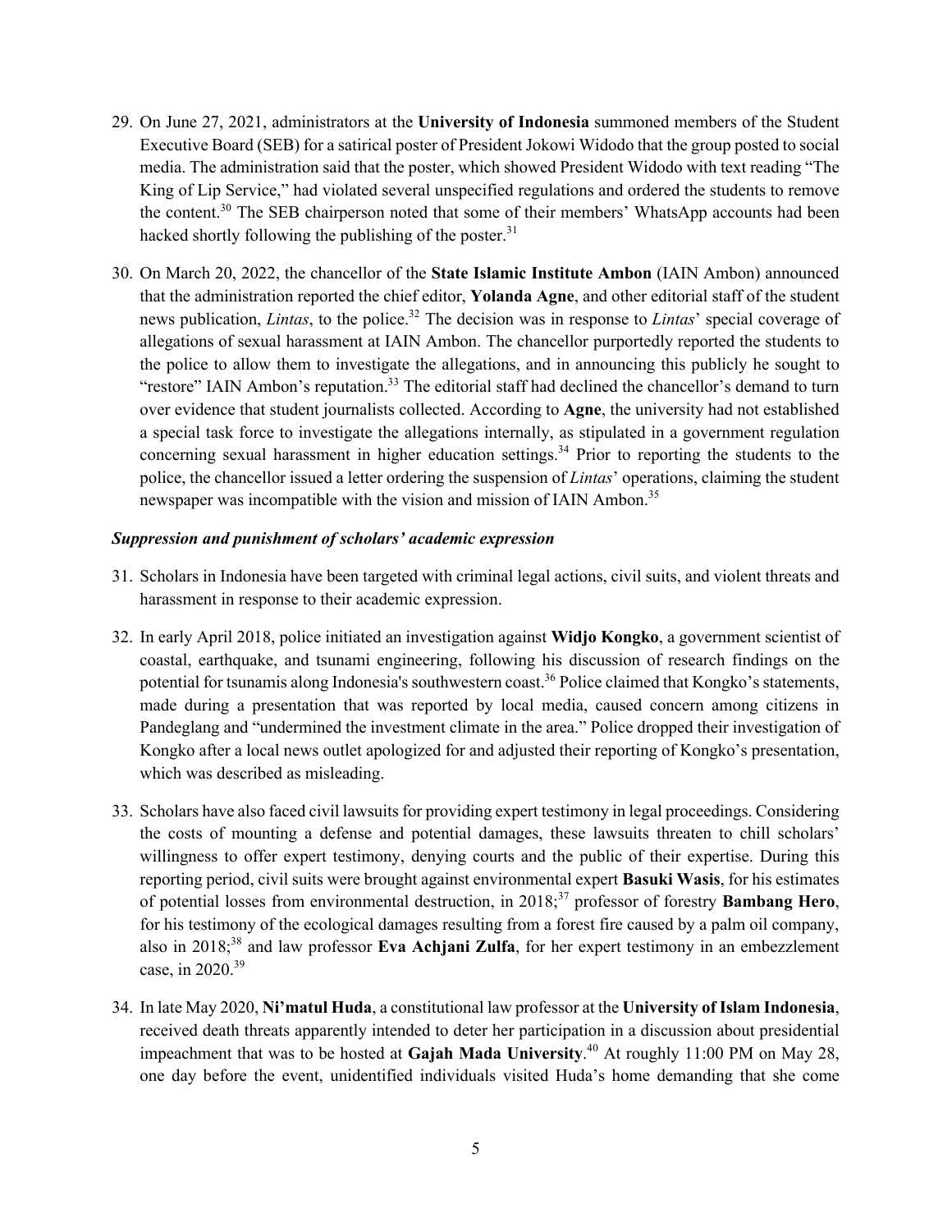29. On June 27, 2021, administrators at the **University of Indonesia** summoned members of the Student Executive Board (SEB) for a satirical poster of President Jokowi Widodo that the group posted to social media. The administration said that the poster, which showed President Widodo with text reading "The King of Lip Service," had violated several unspecified regulations and ordered the students to remove the content.[30] The SEB chairperson noted that some of their members' WhatsApp accounts had been hacked shortly following the publishing of the poster.[31]

30. On March 20, 2022, the chancellor of the **State Islamic Institute Ambon** (IAIN Ambon) announced that the administration reported the chief editor, **Yolanda Agne**, and other editorial staff of the student news publication, *Lintas*, to the police.[32] The decision was in response to *Lintas*' special coverage of allegations of sexual harassment at IAIN Ambon. The chancellor purportedly reported the students to the police to allow them to investigate the allegations, and in announcing this publicly he sought to "restore" IAIN Ambon's reputation.[33] The editorial staff had declined the chancellor's demand to turn over evidence that student journalists collected. According to **Agne**, the university had not established a special task force to investigate the allegations internally, as stipulated in a government regulation concerning sexual harassment in higher education settings.[34] Prior to reporting the students to the police, the chancellor issued a letter ordering the suspension of *Lintas*' operations, claiming the student newspaper was incompatible with the vision and mission of IAIN Ambon.[35]

***Suppression and punishment of scholars' academic expression***

31. Scholars in Indonesia have been targeted with criminal legal actions, civil suits, and violent threats and harassment in response to their academic expression.

32. In early April 2018, police initiated an investigation against **Widjo Kongko**, a government scientist of coastal, earthquake, and tsunami engineering, following his discussion of research findings on the potential for tsunamis along Indonesia's southwestern coast.[36] Police claimed that Kongko's statements, made during a presentation that was reported by local media, caused concern among citizens in Pandeglang and "undermined the investment climate in the area." Police dropped their investigation of Kongko after a local news outlet apologized for and adjusted their reporting of Kongko's presentation, which was described as misleading.

33. Scholars have also faced civil lawsuits for providing expert testimony in legal proceedings. Considering the costs of mounting a defense and potential damages, these lawsuits threaten to chill scholars' willingness to offer expert testimony, denying courts and the public of their expertise. During this reporting period, civil suits were brought against environmental expert **Basuki Wasis**, for his estimates of potential losses from environmental destruction, in 2018;[37] professor of forestry **Bambang Hero**, for his testimony of the ecological damages resulting from a forest fire caused by a palm oil company, also in 2018;[38] and law professor **Eva Achjani Zulfa**, for her expert testimony in an embezzlement case, in 2020.[39]

34. In late May 2020, **Ni'matul Huda**, a constitutional law professor at the **University of Islam Indonesia**, received death threats apparently intended to deter her participation in a discussion about presidential impeachment that was to be hosted at **Gajah Mada University**.[40] At roughly 11:00 PM on May 28, one day before the event, unidentified individuals visited Huda's home demanding that she come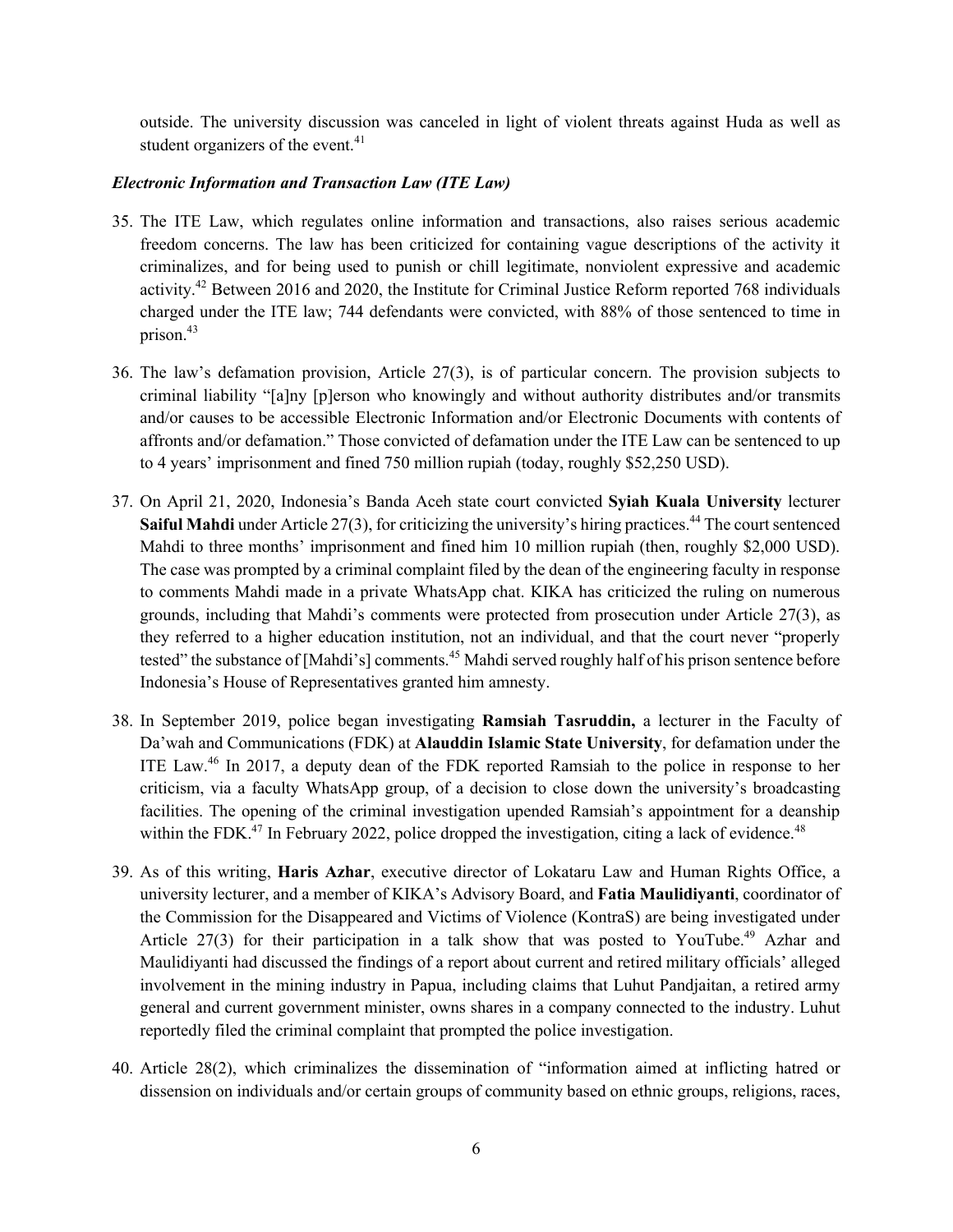outside. The university discussion was canceled in light of violent threats against Huda as well as student organizers of the event.[41]

***Electronic Information and Transaction Law (ITE Law)***

35. The ITE Law, which regulates online information and transactions, also raises serious academic freedom concerns. The law has been criticized for containing vague descriptions of the activity it criminalizes, and for being used to punish or chill legitimate, nonviolent expressive and academic activity.[42] Between 2016 and 2020, the Institute for Criminal Justice Reform reported 768 individuals charged under the ITE law; 744 defendants were convicted, with 88% of those sentenced to time in prison.[43]

36. The law's defamation provision, Article 27(3), is of particular concern. The provision subjects to criminal liability "[a]ny [p]erson who knowingly and without authority distributes and/or transmits and/or causes to be accessible Electronic Information and/or Electronic Documents with contents of affronts and/or defamation." Those convicted of defamation under the ITE Law can be sentenced to up to 4 years' imprisonment and fined 750 million rupiah (today, roughly $52,250 USD).

37. On April 21, 2020, Indonesia's Banda Aceh state court convicted **Syiah Kuala University** lecturer **Saiful Mahdi** under Article 27(3), for criticizing the university's hiring practices.[44] The court sentenced Mahdi to three months' imprisonment and fined him 10 million rupiah (then, roughly $2,000 USD). The case was prompted by a criminal complaint filed by the dean of the engineering faculty in response to comments Mahdi made in a private WhatsApp chat. KIKA has criticized the ruling on numerous grounds, including that Mahdi's comments were protected from prosecution under Article 27(3), as they referred to a higher education institution, not an individual, and that the court never "properly tested" the substance of [Mahdi's] comments.[45] Mahdi served roughly half of his prison sentence before Indonesia's House of Representatives granted him amnesty.

38. In September 2019, police began investigating **Ramsiah Tasruddin,** a lecturer in the Faculty of Da'wah and Communications (FDK) at **Alauddin Islamic State University**, for defamation under the ITE Law.[46] In 2017, a deputy dean of the FDK reported Ramsiah to the police in response to her criticism, via a faculty WhatsApp group, of a decision to close down the university's broadcasting facilities. The opening of the criminal investigation upended Ramsiah's appointment for a deanship within the FDK.[47] In February 2022, police dropped the investigation, citing a lack of evidence.[48]

39. As of this writing, **Haris Azhar**, executive director of Lokataru Law and Human Rights Office, a university lecturer, and a member of KIKA's Advisory Board, and **Fatia Maulidiyanti**, coordinator of the Commission for the Disappeared and Victims of Violence (KontraS) are being investigated under Article 27(3) for their participation in a talk show that was posted to YouTube.[49] Azhar and Maulidiyanti had discussed the findings of a report about current and retired military officials' alleged involvement in the mining industry in Papua, including claims that Luhut Pandjaitan, a retired army general and current government minister, owns shares in a company connected to the industry. Luhut reportedly filed the criminal complaint that prompted the police investigation.

40. Article 28(2), which criminalizes the dissemination of "information aimed at inflicting hatred or dissension on individuals and/or certain groups of community based on ethnic groups, religions, races,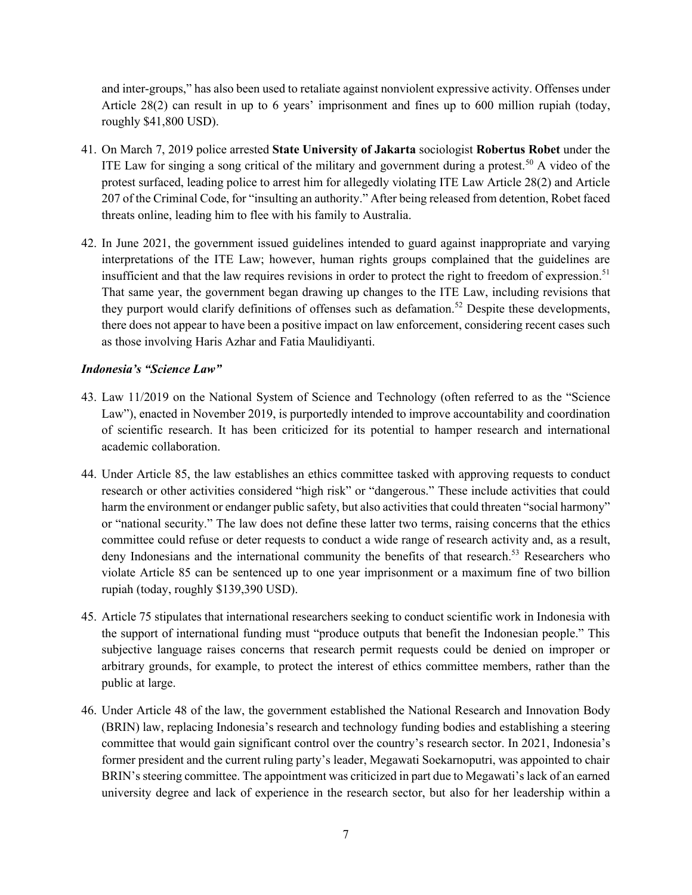and inter-groups," has also been used to retaliate against nonviolent expressive activity. Offenses under Article 28(2) can result in up to 6 years' imprisonment and fines up to 600 million rupiah (today, roughly $41,800 USD).

41. On March 7, 2019 police arrested **State University of Jakarta** sociologist **Robertus Robet** under the ITE Law for singing a song critical of the military and government during a protest.[50] A video of the protest surfaced, leading police to arrest him for allegedly violating ITE Law Article 28(2) and Article 207 of the Criminal Code, for "insulting an authority." After being released from detention, Robet faced threats online, leading him to flee with his family to Australia.

42. In June 2021, the government issued guidelines intended to guard against inappropriate and varying interpretations of the ITE Law; however, human rights groups complained that the guidelines are insufficient and that the law requires revisions in order to protect the right to freedom of expression.[51] That same year, the government began drawing up changes to the ITE Law, including revisions that they purport would clarify definitions of offenses such as defamation.[52] Despite these developments, there does not appear to have been a positive impact on law enforcement, considering recent cases such as those involving Haris Azhar and Fatia Maulidiyanti.

***Indonesia's "Science Law"***

43. Law 11/2019 on the National System of Science and Technology (often referred to as the "Science Law"), enacted in November 2019, is purportedly intended to improve accountability and coordination of scientific research. It has been criticized for its potential to hamper research and international academic collaboration.

44. Under Article 85, the law establishes an ethics committee tasked with approving requests to conduct research or other activities considered "high risk" or "dangerous." These include activities that could harm the environment or endanger public safety, but also activities that could threaten "social harmony" or "national security." The law does not define these latter two terms, raising concerns that the ethics committee could refuse or deter requests to conduct a wide range of research activity and, as a result, deny Indonesians and the international community the benefits of that research.[53] Researchers who violate Article 85 can be sentenced up to one year imprisonment or a maximum fine of two billion rupiah (today, roughly $139,390 USD).

45. Article 75 stipulates that international researchers seeking to conduct scientific work in Indonesia with the support of international funding must "produce outputs that benefit the Indonesian people." This subjective language raises concerns that research permit requests could be denied on improper or arbitrary grounds, for example, to protect the interest of ethics committee members, rather than the public at large.

46. Under Article 48 of the law, the government established the National Research and Innovation Body (BRIN) law, replacing Indonesia's research and technology funding bodies and establishing a steering committee that would gain significant control over the country's research sector. In 2021, Indonesia's former president and the current ruling party's leader, Megawati Soekarnoputri, was appointed to chair BRIN's steering committee. The appointment was criticized in part due to Megawati's lack of an earned university degree and lack of experience in the research sector, but also for her leadership within a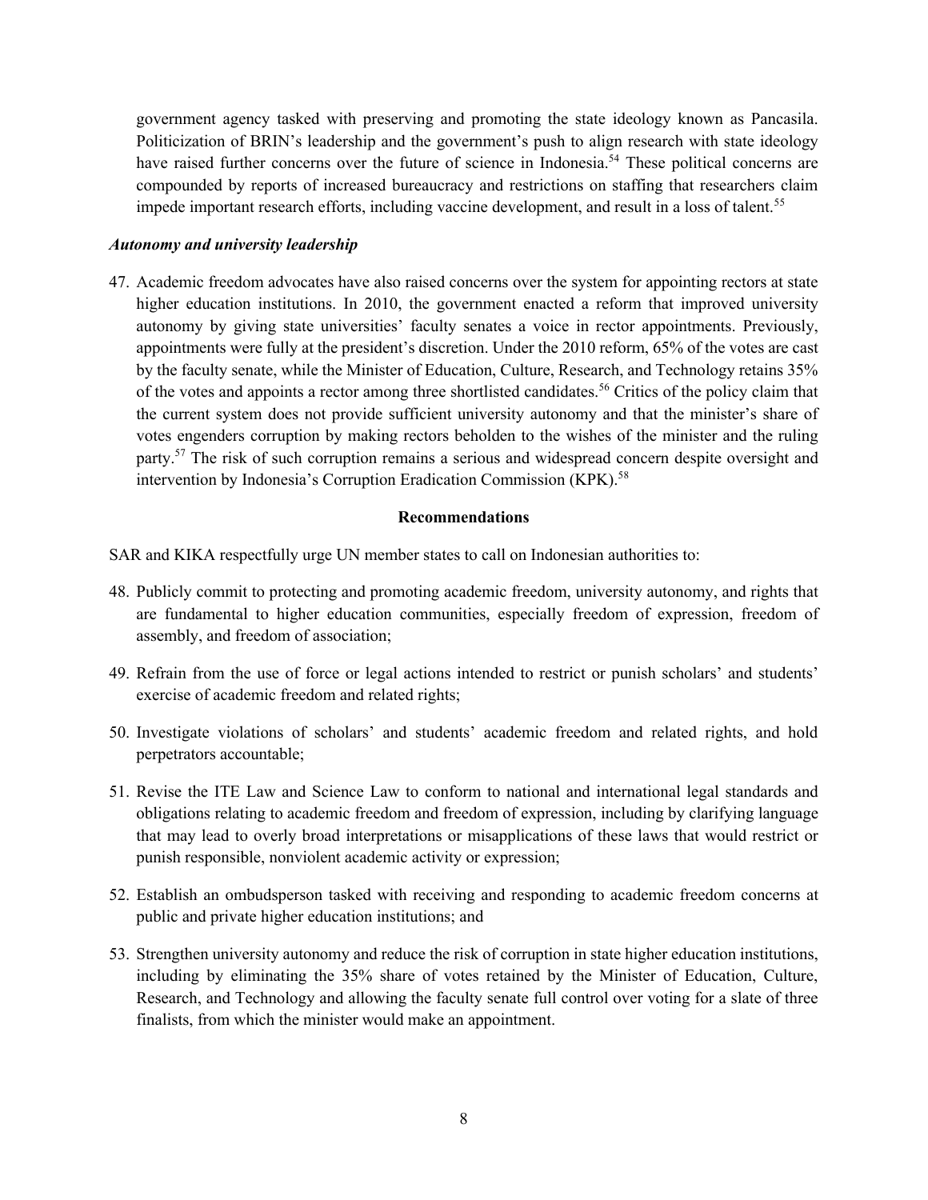government agency tasked with preserving and promoting the state ideology known as Pancasila. Politicization of BRIN's leadership and the government's push to align research with state ideology have raised further concerns over the future of science in Indonesia.[54] These political concerns are compounded by reports of increased bureaucracy and restrictions on staffing that researchers claim impede important research efforts, including vaccine development, and result in a loss of talent.[55]

### *Autonomy and university leadership*

47. Academic freedom advocates have also raised concerns over the system for appointing rectors at state higher education institutions. In 2010, the government enacted a reform that improved university autonomy by giving state universities' faculty senates a voice in rector appointments. Previously, appointments were fully at the president's discretion. Under the 2010 reform, 65% of the votes are cast by the faculty senate, while the Minister of Education, Culture, Research, and Technology retains 35% of the votes and appoints a rector among three shortlisted candidates.[56] Critics of the policy claim that the current system does not provide sufficient university autonomy and that the minister's share of votes engenders corruption by making rectors beholden to the wishes of the minister and the ruling party.[57] The risk of such corruption remains a serious and widespread concern despite oversight and intervention by Indonesia's Corruption Eradication Commission (KPK).[58]

## Recommendations

SAR and KIKA respectfully urge UN member states to call on Indonesian authorities to:

48. Publicly commit to protecting and promoting academic freedom, university autonomy, and rights that are fundamental to higher education communities, especially freedom of expression, freedom of assembly, and freedom of association;

49. Refrain from the use of force or legal actions intended to restrict or punish scholars' and students' exercise of academic freedom and related rights;

50. Investigate violations of scholars' and students' academic freedom and related rights, and hold perpetrators accountable;

51. Revise the ITE Law and Science Law to conform to national and international legal standards and obligations relating to academic freedom and freedom of expression, including by clarifying language that may lead to overly broad interpretations or misapplications of these laws that would restrict or punish responsible, nonviolent academic activity or expression;

52. Establish an ombudsperson tasked with receiving and responding to academic freedom concerns at public and private higher education institutions; and

53. Strengthen university autonomy and reduce the risk of corruption in state higher education institutions, including by eliminating the 35% share of votes retained by the Minister of Education, Culture, Research, and Technology and allowing the faculty senate full control over voting for a slate of three finalists, from which the minister would make an appointment.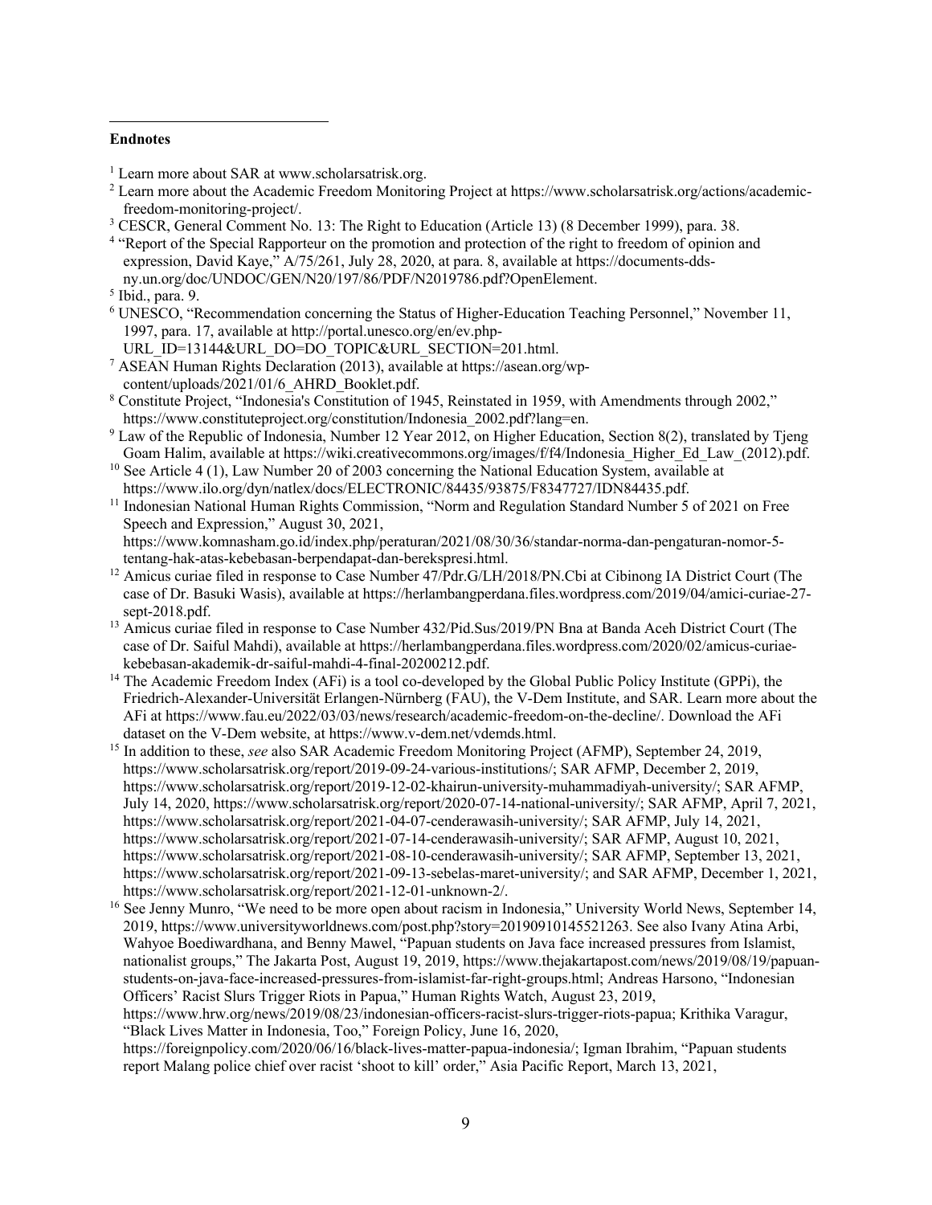**Endnotes**

[1] Learn more about SAR at www.scholarsatrisk.org.

[2] Learn more about the Academic Freedom Monitoring Project at https://www.scholarsatrisk.org/actions/academic-freedom-monitoring-project/.

[3] CESCR, General Comment No. 13: The Right to Education (Article 13) (8 December 1999), para. 38.

[4] "Report of the Special Rapporteur on the promotion and protection of the right to freedom of opinion and expression, David Kaye," A/75/261, July 28, 2020, at para. 8, available at https://documents-dds-ny.un.org/doc/UNDOC/GEN/N20/197/86/PDF/N2019786.pdf?OpenElement.

[5] Ibid., para. 9.

[6] UNESCO, "Recommendation concerning the Status of Higher-Education Teaching Personnel," November 11, 1997, para. 17, available at http://portal.unesco.org/en/ev.php-URL_ID=13144&URL_DO=DO_TOPIC&URL_SECTION=201.html.

[7] ASEAN Human Rights Declaration (2013), available at https://asean.org/wp-content/uploads/2021/01/6_AHRD_Booklet.pdf.

[8] Constitute Project, "Indonesia's Constitution of 1945, Reinstated in 1959, with Amendments through 2002," https://www.constituteproject.org/constitution/Indonesia_2002.pdf?lang=en.

[9] Law of the Republic of Indonesia, Number 12 Year 2012, on Higher Education, Section 8(2), translated by Tjeng Goam Halim, available at https://wiki.creativecommons.org/images/f/f4/Indonesia_Higher_Ed_Law_(2012).pdf.

[10] See Article 4 (1), Law Number 20 of 2003 concerning the National Education System, available at https://www.ilo.org/dyn/natlex/docs/ELECTRONIC/84435/93875/F8347727/IDN84435.pdf.

[11] Indonesian National Human Rights Commission, "Norm and Regulation Standard Number 5 of 2021 on Free Speech and Expression," August 30, 2021, https://www.komnasham.go.id/index.php/peraturan/2021/08/30/36/standar-norma-dan-pengaturan-nomor-5-tentang-hak-atas-kebebasan-berpendapat-dan-berekspresi.html.

[12] Amicus curiae filed in response to Case Number 47/Pdr.G/LH/2018/PN.Cbi at Cibinong IA District Court (The case of Dr. Basuki Wasis), available at https://herlambangperdana.files.wordpress.com/2019/04/amici-curiae-27-sept-2018.pdf.

[13] Amicus curiae filed in response to Case Number 432/Pid.Sus/2019/PN Bna at Banda Aceh District Court (The case of Dr. Saiful Mahdi), available at https://herlambangperdana.files.wordpress.com/2020/02/amicus-curiae-kebebasan-akademik-dr-saiful-mahdi-4-final-20200212.pdf.

[14] The Academic Freedom Index (AFi) is a tool co-developed by the Global Public Policy Institute (GPPi), the Friedrich-Alexander-Universität Erlangen-Nürnberg (FAU), the V-Dem Institute, and SAR. Learn more about the AFi at https://www.fau.eu/2022/03/03/news/research/academic-freedom-on-the-decline/. Download the AFi dataset on the V-Dem website, at https://www.v-dem.net/vdemds.html.

[15] In addition to these, *see* also SAR Academic Freedom Monitoring Project (AFMP), September 24, 2019, https://www.scholarsatrisk.org/report/2019-09-24-various-institutions/; SAR AFMP, December 2, 2019, https://www.scholarsatrisk.org/report/2019-12-02-khairun-university-muhammadiyah-university/; SAR AFMP, July 14, 2020, https://www.scholarsatrisk.org/report/2020-07-14-national-university/; SAR AFMP, April 7, 2021, https://www.scholarsatrisk.org/report/2021-04-07-cenderawasih-university/; SAR AFMP, July 14, 2021, https://www.scholarsatrisk.org/report/2021-07-14-cenderawasih-university/; SAR AFMP, August 10, 2021, https://www.scholarsatrisk.org/report/2021-08-10-cenderawasih-university/; SAR AFMP, September 13, 2021, https://www.scholarsatrisk.org/report/2021-09-13-sebelas-maret-university/; and SAR AFMP, December 1, 2021, https://www.scholarsatrisk.org/report/2021-12-01-unknown-2/.

[16] See Jenny Munro, "We need to be more open about racism in Indonesia," University World News, September 14, 2019, https://www.universityworldnews.com/post.php?story=20190910145521263. See also Ivany Atina Arbi, Wahyoe Boediwardhana, and Benny Mawel, "Papuan students on Java face increased pressures from Islamist, nationalist groups," The Jakarta Post, August 19, 2019, https://www.thejakartapost.com/news/2019/08/19/papuan-students-on-java-face-increased-pressures-from-islamist-far-right-groups.html; Andreas Harsono, "Indonesian Officers' Racist Slurs Trigger Riots in Papua," Human Rights Watch, August 23, 2019, https://www.hrw.org/news/2019/08/23/indonesian-officers-racist-slurs-trigger-riots-papua; Krithika Varagur, "Black Lives Matter in Indonesia, Too," Foreign Policy, June 16, 2020, https://foreignpolicy.com/2020/06/16/black-lives-matter-papua-indonesia/; Igman Ibrahim, "Papuan students report Malang police chief over racist 'shoot to kill' order," Asia Pacific Report, March 13, 2021,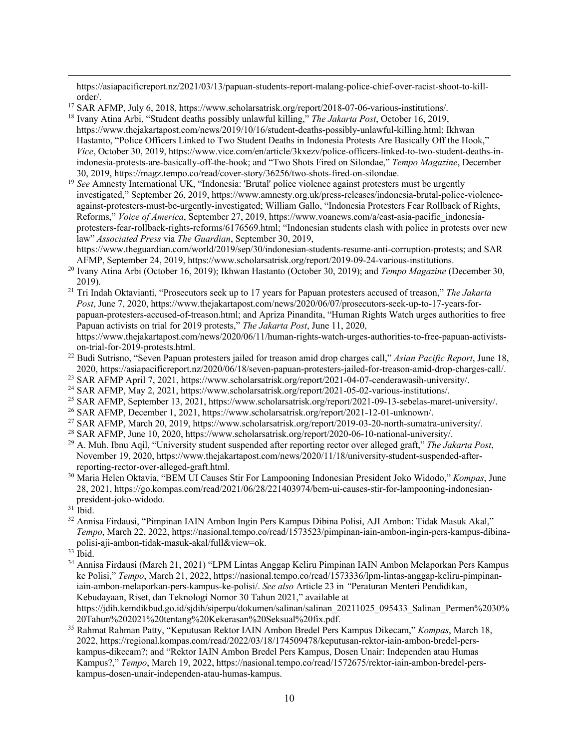https://asiapacificreport.nz/2021/03/13/papuan-students-report-malang-police-chief-over-racist-shoot-to-kill-order/.

[17] SAR AFMP, July 6, 2018, https://www.scholarsatrisk.org/report/2018-07-06-various-institutions/.

[18] Ivany Atina Arbi, "Student deaths possibly unlawful killing," *The Jakarta Post*, October 16, 2019, https://www.thejakartapost.com/news/2019/10/16/student-deaths-possibly-unlawful-killing.html; Ikhwan Hastanto, "Police Officers Linked to Two Student Deaths in Indonesia Protests Are Basically Off the Hook," *Vice*, October 30, 2019, https://www.vice.com/en/article/3kxezv/police-officers-linked-to-two-student-deaths-in-indonesia-protests-are-basically-off-the-hook; and "Two Shots Fired on Silondae," *Tempo Magazine*, December 30, 2019, https://magz.tempo.co/read/cover-story/36256/two-shots-fired-on-silondae.

[19] *See* Amnesty International UK, "Indonesia: 'Brutal' police violence against protesters must be urgently investigated," September 26, 2019, https://www.amnesty.org.uk/press-releases/indonesia-brutal-police-violence-against-protesters-must-be-urgently-investigated; William Gallo, "Indonesia Protesters Fear Rollback of Rights, Reforms," *Voice of America*, September 27, 2019, https://www.voanews.com/a/east-asia-pacific_indonesia-protesters-fear-rollback-rights-reforms/6176569.html; "Indonesian students clash with police in protests over new law" *Associated Press* via *The Guardian*, September 30, 2019, https://www.theguardian.com/world/2019/sep/30/indonesian-students-resume-anti-corruption-protests; and SAR AFMP, September 24, 2019, https://www.scholarsatrisk.org/report/2019-09-24-various-institutions.

[20] Ivany Atina Arbi (October 16, 2019); Ikhwan Hastanto (October 30, 2019); and *Tempo Magazine* (December 30, 2019).

[21] Tri Indah Oktavianti, "Prosecutors seek up to 17 years for Papuan protesters accused of treason," *The Jakarta Post*, June 7, 2020, https://www.thejakartapost.com/news/2020/06/07/prosecutors-seek-up-to-17-years-for-papuan-protesters-accused-of-treason.html; and Apriza Pinandita, "Human Rights Watch urges authorities to free Papuan activists on trial for 2019 protests," *The Jakarta Post*, June 11, 2020, https://www.thejakartapost.com/news/2020/06/11/human-rights-watch-urges-authorities-to-free-papuan-activists-on-trial-for-2019-protests.html.

[22] Budi Sutrisno, "Seven Papuan protesters jailed for treason amid drop charges call," *Asian Pacific Report*, June 18, 2020, https://asiapacificreport.nz/2020/06/18/seven-papuan-protesters-jailed-for-treason-amid-drop-charges-call/.

[23] SAR AFMP April 7, 2021, https://www.scholarsatrisk.org/report/2021-04-07-cenderawasih-university/.

[24] SAR AFMP, May 2, 2021, https://www.scholarsatrisk.org/report/2021-05-02-various-institutions/.

[25] SAR AFMP, September 13, 2021, https://www.scholarsatrisk.org/report/2021-09-13-sebelas-maret-university/.

[26] SAR AFMP, December 1, 2021, https://www.scholarsatrisk.org/report/2021-12-01-unknown/.

[27] SAR AFMP, March 20, 2019, https://www.scholarsatrisk.org/report/2019-03-20-north-sumatra-university/.

[28] SAR AFMP, June 10, 2020, https://www.scholarsatrisk.org/report/2020-06-10-national-university/.

[29] A. Muh. Ibnu Aqil, "University student suspended after reporting rector over alleged graft," *The Jakarta Post*, November 19, 2020, https://www.thejakartapost.com/news/2020/11/18/university-student-suspended-after-reporting-rector-over-alleged-graft.html.

[30] Maria Helen Oktavia, "BEM UI Causes Stir For Lampooning Indonesian President Joko Widodo," *Kompas*, June 28, 2021, https://go.kompas.com/read/2021/06/28/221403974/bem-ui-causes-stir-for-lampooning-indonesian-president-joko-widodo.

[31] Ibid.

[32] Annisa Firdausi, "Pimpinan IAIN Ambon Ingin Pers Kampus Dibina Polisi, AJI Ambon: Tidak Masuk Akal," *Tempo*, March 22, 2022, https://nasional.tempo.co/read/1573523/pimpinan-iain-ambon-ingin-pers-kampus-dibina-polisi-aji-ambon-tidak-masuk-akal/full&view=ok.

[33] Ibid.

[34] Annisa Firdausi (March 21, 2021) "LPM Lintas Anggap Keliru Pimpinan IAIN Ambon Melaporkan Pers Kampus ke Polisi," *Tempo*, March 21, 2022, https://nasional.tempo.co/read/1573336/lpm-lintas-anggap-keliru-pimpinan-iain-ambon-melaporkan-pers-kampus-ke-polisi/. *See also* Article 23 in *"*Peraturan Menteri Pendidikan, Kebudayaan, Riset, dan Teknologi Nomor 30 Tahun 2021," available at https://jdih.kemdikbud.go.id/sjdih/siperpu/dokumen/salinan/salinan_20211025_095433_Salinan_Permen%2030%20Tahun%202021%20tentang%20Kekerasan%20Seksual%20fix.pdf.

[35] Rahmat Rahman Patty, "Keputusan Rektor IAIN Ambon Bredel Pers Kampus Dikecam," *Kompas*, March 18, 2022, https://regional.kompas.com/read/2022/03/18/174509478/keputusan-rektor-iain-ambon-bredel-pers-kampus-dikecam?; and "Rektor IAIN Ambon Bredel Pers Kampus, Dosen Unair: Independen atau Humas Kampus?," *Tempo*, March 19, 2022, https://nasional.tempo.co/read/1572675/rektor-iain-ambon-bredel-pers-kampus-dosen-unair-independen-atau-humas-kampus.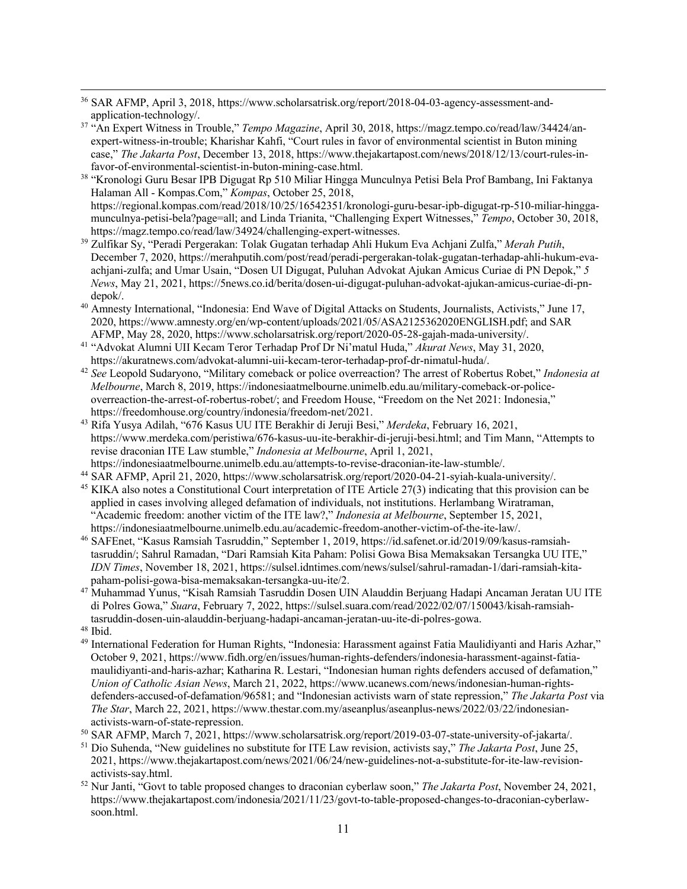[36] SAR AFMP, April 3, 2018, https://www.scholarsatrisk.org/report/2018-04-03-agency-assessment-and-application-technology/.

[37] "An Expert Witness in Trouble," *Tempo Magazine*, April 30, 2018, https://magz.tempo.co/read/law/34424/an-expert-witness-in-trouble; Kharishar Kahfi, "Court rules in favor of environmental scientist in Buton mining case," *The Jakarta Post*, December 13, 2018, https://www.thejakartapost.com/news/2018/12/13/court-rules-in-favor-of-environmental-scientist-in-buton-mining-case.html.

[38] "Kronologi Guru Besar IPB Digugat Rp 510 Miliar Hingga Munculnya Petisi Bela Prof Bambang, Ini Faktanya Halaman All - Kompas.Com," *Kompas*, October 25, 2018, https://regional.kompas.com/read/2018/10/25/16542351/kronologi-guru-besar-ipb-digugat-rp-510-miliar-hingga-munculnya-petisi-bela?page=all; and Linda Trianita, "Challenging Expert Witnesses," *Tempo*, October 30, 2018, https://magz.tempo.co/read/law/34924/challenging-expert-witnesses.

[39] Zulfikar Sy, "Peradi Pergerakan: Tolak Gugatan terhadap Ahli Hukum Eva Achjani Zulfa," *Merah Putih*, December 7, 2020, https://merahputih.com/post/read/peradi-pergerakan-tolak-gugatan-terhadap-ahli-hukum-eva-achjani-zulfa; and Umar Usain, "Dosen UI Digugat, Puluhan Advokat Ajukan Amicus Curiae di PN Depok," *5 News*, May 21, 2021, https://5news.co.id/berita/dosen-ui-digugat-puluhan-advokat-ajukan-amicus-curiae-di-pn-depok/.

[40] Amnesty International, "Indonesia: End Wave of Digital Attacks on Students, Journalists, Activists," June 17, 2020, https://www.amnesty.org/en/wp-content/uploads/2021/05/ASA2125362020ENGLISH.pdf; and SAR AFMP, May 28, 2020, https://www.scholarsatrisk.org/report/2020-05-28-gajah-mada-university/.

[41] "Advokat Alumni UII Kecam Teror Terhadap Prof Dr Ni'matul Huda," *Akurat News*, May 31, 2020, https://akuratnews.com/advokat-alumni-uii-kecam-teror-terhadap-prof-dr-nimatul-huda/.

[42] *See* Leopold Sudaryono, "Military comeback or police overreaction? The arrest of Robertus Robet," *Indonesia at Melbourne*, March 8, 2019, https://indonesiaatmelbourne.unimelb.edu.au/military-comeback-or-police-overreaction-the-arrest-of-robertus-robet/; and Freedom House, "Freedom on the Net 2021: Indonesia," https://freedomhouse.org/country/indonesia/freedom-net/2021.

[43] Rifa Yusya Adilah, "676 Kasus UU ITE Berakhir di Jeruji Besi," *Merdeka*, February 16, 2021, https://www.merdeka.com/peristiwa/676-kasus-uu-ite-berakhir-di-jeruji-besi.html; and Tim Mann, "Attempts to revise draconian ITE Law stumble," *Indonesia at Melbourne*, April 1, 2021, https://indonesiaatmelbourne.unimelb.edu.au/attempts-to-revise-draconian-ite-law-stumble/.

[44] SAR AFMP, April 21, 2020, https://www.scholarsatrisk.org/report/2020-04-21-syiah-kuala-university/.

[45] KIKA also notes a Constitutional Court interpretation of ITE Article 27(3) indicating that this provision can be applied in cases involving alleged defamation of individuals, not institutions. Herlambang Wiratraman, "Academic freedom: another victim of the ITE law?," *Indonesia at Melbourne*, September 15, 2021, https://indonesiaatmelbourne.unimelb.edu.au/academic-freedom-another-victim-of-the-ite-law/.

[46] SAFEnet, "Kasus Ramsiah Tasruddin," September 1, 2019, https://id.safenet.or.id/2019/09/kasus-ramsiah-tasruddin/; Sahrul Ramadan, "Dari Ramsiah Kita Paham: Polisi Gowa Bisa Memaksakan Tersangka UU ITE," *IDN Times*, November 18, 2021, https://sulsel.idntimes.com/news/sulsel/sahrul-ramadan-1/dari-ramsiah-kita-paham-polisi-gowa-bisa-memaksakan-tersangka-uu-ite/2.

[47] Muhammad Yunus, "Kisah Ramsiah Tasruddin Dosen UIN Alauddin Berjuang Hadapi Ancaman Jeratan UU ITE di Polres Gowa," *Suara*, February 7, 2022, https://sulsel.suara.com/read/2022/02/07/150043/kisah-ramsiah-tasruddin-dosen-uin-alauddin-berjuang-hadapi-ancaman-jeratan-uu-ite-di-polres-gowa.

[48] Ibid.

[49] International Federation for Human Rights, "Indonesia: Harassment against Fatia Maulidiyanti and Haris Azhar," October 9, 2021, https://www.fidh.org/en/issues/human-rights-defenders/indonesia-harassment-against-fatia-maulidiyanti-and-haris-azhar; Katharina R. Lestari, "Indonesian human rights defenders accused of defamation," *Union of Catholic Asian News*, March 21, 2022, https://www.ucanews.com/news/indonesian-human-rights-defenders-accused-of-defamation/96581; and "Indonesian activists warn of state repression," *The Jakarta Post* via *The Star*, March 22, 2021, https://www.thestar.com.my/aseanplus/aseanplus-news/2022/03/22/indonesian-activists-warn-of-state-repression.

[50] SAR AFMP, March 7, 2021, https://www.scholarsatrisk.org/report/2019-03-07-state-university-of-jakarta/.

[51] Dio Suhenda, "New guidelines no substitute for ITE Law revision, activists say," *The Jakarta Post*, June 25, 2021, https://www.thejakartapost.com/news/2021/06/24/new-guidelines-not-a-substitute-for-ite-law-revision-activists-say.html.

[52] Nur Janti, "Govt to table proposed changes to draconian cyberlaw soon," *The Jakarta Post*, November 24, 2021, https://www.thejakartapost.com/indonesia/2021/11/23/govt-to-table-proposed-changes-to-draconian-cyberlaw-soon.html.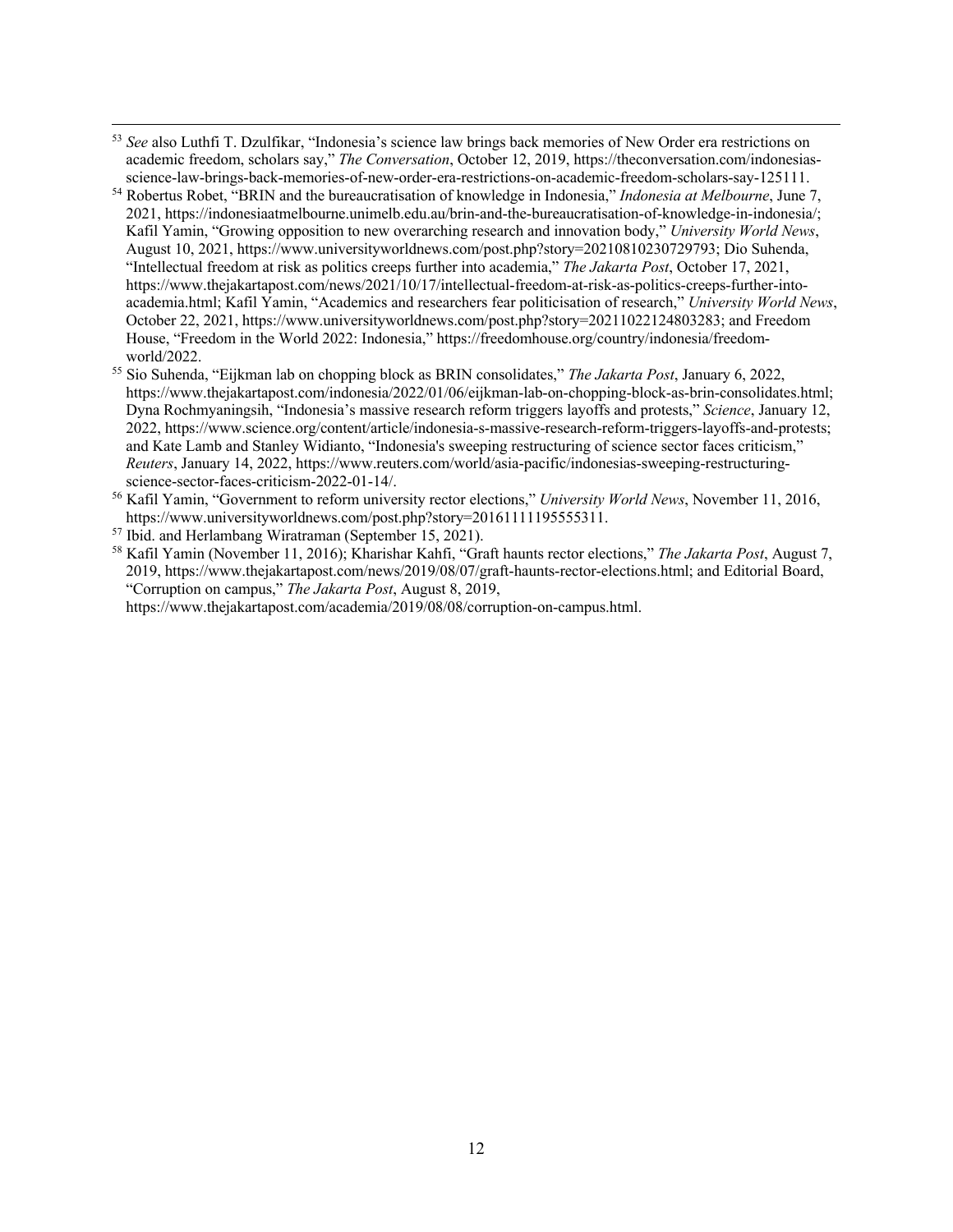[53] *See* also Luthfi T. Dzulfikar, "Indonesia's science law brings back memories of New Order era restrictions on academic freedom, scholars say," *The Conversation*, October 12, 2019, https://theconversation.com/indonesias-science-law-brings-back-memories-of-new-order-era-restrictions-on-academic-freedom-scholars-say-125111.

[54] Robertus Robet, "BRIN and the bureaucratisation of knowledge in Indonesia," *Indonesia at Melbourne*, June 7, 2021, https://indonesiaatmelbourne.unimelb.edu.au/brin-and-the-bureaucratisation-of-knowledge-in-indonesia/; Kafil Yamin, "Growing opposition to new overarching research and innovation body," *University World News*, August 10, 2021, https://www.universityworldnews.com/post.php?story=20210810230729793; Dio Suhenda, "Intellectual freedom at risk as politics creeps further into academia," *The Jakarta Post*, October 17, 2021, https://www.thejakartapost.com/news/2021/10/17/intellectual-freedom-at-risk-as-politics-creeps-further-into-academia.html; Kafil Yamin, "Academics and researchers fear politicisation of research," *University World News*, October 22, 2021, https://www.universityworldnews.com/post.php?story=20211022124803283; and Freedom House, "Freedom in the World 2022: Indonesia," https://freedomhouse.org/country/indonesia/freedom-world/2022.

[55] Sio Suhenda, "Eijkman lab on chopping block as BRIN consolidates," *The Jakarta Post*, January 6, 2022, https://www.thejakartapost.com/indonesia/2022/01/06/eijkman-lab-on-chopping-block-as-brin-consolidates.html; Dyna Rochmyaningsih, "Indonesia's massive research reform triggers layoffs and protests," *Science*, January 12, 2022, https://www.science.org/content/article/indonesia-s-massive-research-reform-triggers-layoffs-and-protests; and Kate Lamb and Stanley Widianto, "Indonesia's sweeping restructuring of science sector faces criticism," *Reuters*, January 14, 2022, https://www.reuters.com/world/asia-pacific/indonesias-sweeping-restructuring-science-sector-faces-criticism-2022-01-14/.

[56] Kafil Yamin, "Government to reform university rector elections," *University World News*, November 11, 2016, https://www.universityworldnews.com/post.php?story=20161111195555311.

[57] Ibid. and Herlambang Wiratraman (September 15, 2021).

[58] Kafil Yamin (November 11, 2016); Kharishar Kahfi, "Graft haunts rector elections," *The Jakarta Post*, August 7, 2019, https://www.thejakartapost.com/news/2019/08/07/graft-haunts-rector-elections.html; and Editorial Board, "Corruption on campus," *The Jakarta Post*, August 8, 2019, https://www.thejakartapost.com/academia/2019/08/08/corruption-on-campus.html.